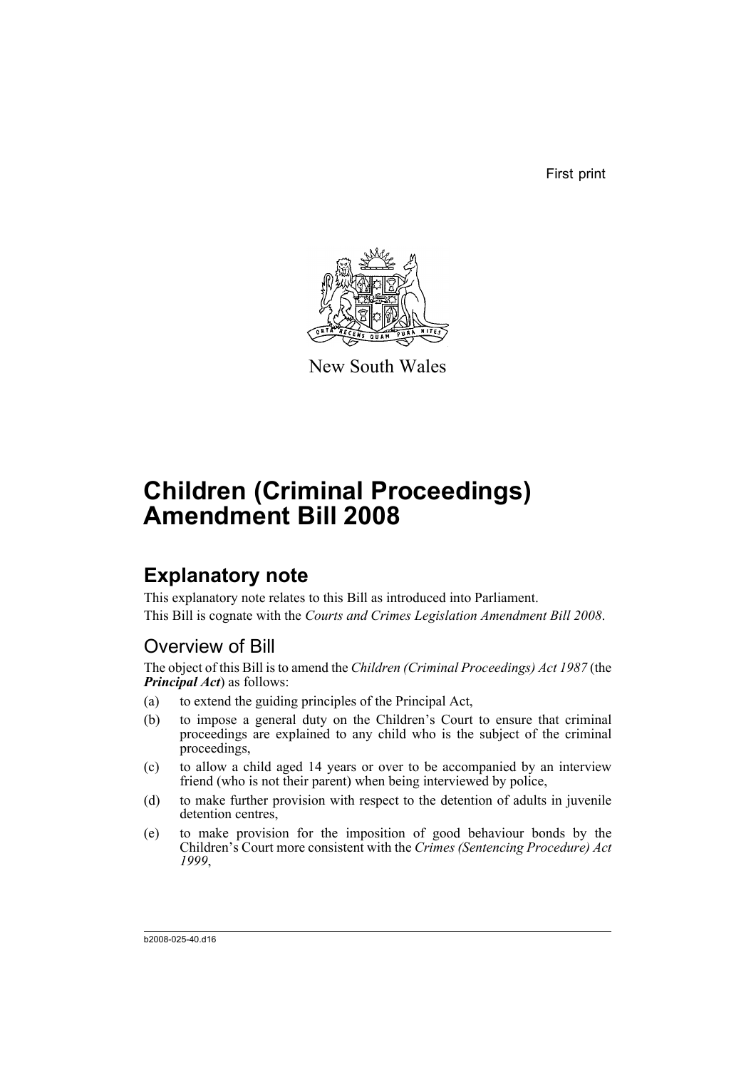First print

New South Wales

# Children (Criminal Proceedings) Amendment Bill 2008

## Explanatory note

This explanatory note relates to this Bill as introduced into Parliament.

This Bill is cognate with the *Courts and Crimes Legislation Amendment Bill 2008*.

### Overview of Bill

The object of this Bill is to amend the *Children (Criminal Proceedings) Act 1987* (the ***Principal Act***) as follows:

(a) to extend the guiding principles of the Principal Act,

(b) to impose a general duty on the Children's Court to ensure that criminal proceedings are explained to any child who is the subject of the criminal proceedings,

(c) to allow a child aged 14 years or over to be accompanied by an interview friend (who is not their parent) when being interviewed by police,

(d) to make further provision with respect to the detention of adults in juvenile detention centres,

(e) to make provision for the imposition of good behaviour bonds by the Children's Court more consistent with the *Crimes (Sentencing Procedure) Act 1999*,

b2008-025-40.d16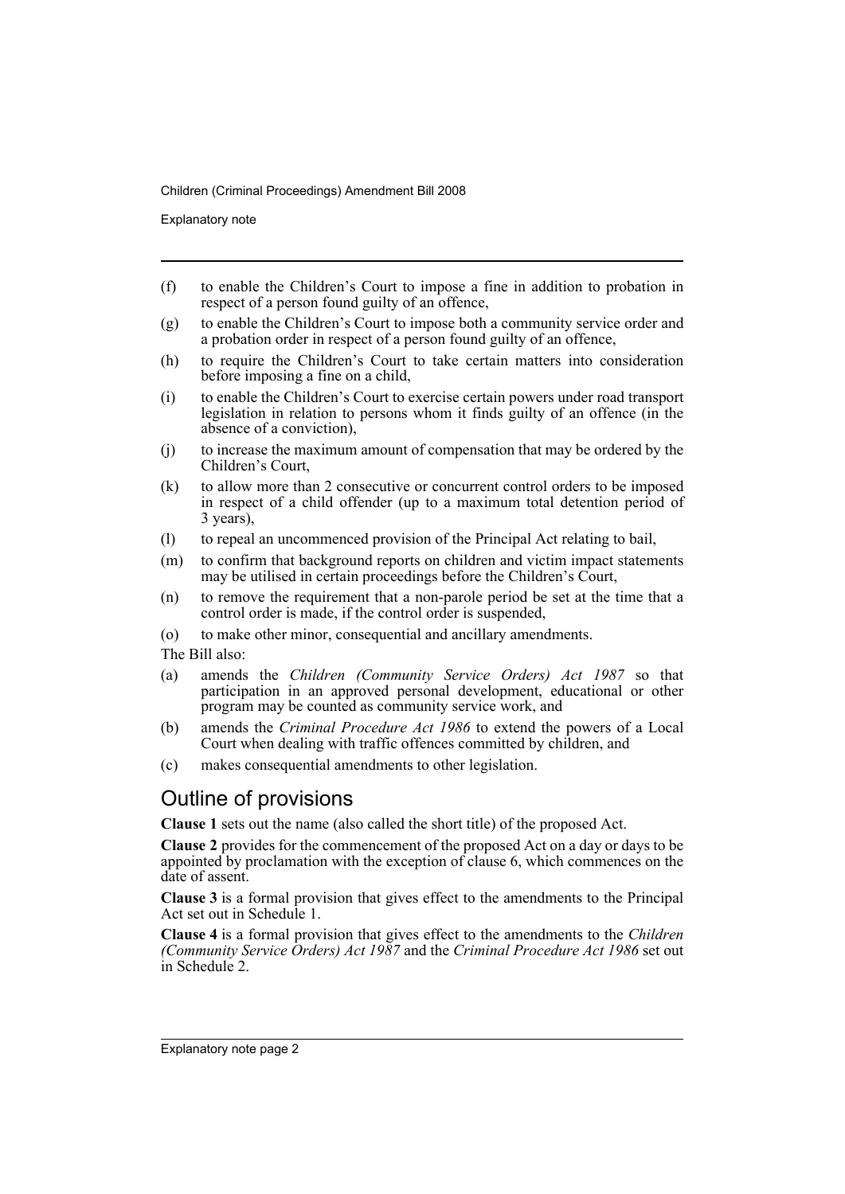(f) to enable the Children's Court to impose a fine in addition to probation in respect of a person found guilty of an offence,

(g) to enable the Children's Court to impose both a community service order and a probation order in respect of a person found guilty of an offence,

(h) to require the Children's Court to take certain matters into consideration before imposing a fine on a child,

(i) to enable the Children's Court to exercise certain powers under road transport legislation in relation to persons whom it finds guilty of an offence (in the absence of a conviction),

(j) to increase the maximum amount of compensation that may be ordered by the Children's Court,

(k) to allow more than 2 consecutive or concurrent control orders to be imposed in respect of a child offender (up to a maximum total detention period of 3 years),

(l) to repeal an uncommenced provision of the Principal Act relating to bail,

(m) to confirm that background reports on children and victim impact statements may be utilised in certain proceedings before the Children's Court,

(n) to remove the requirement that a non-parole period be set at the time that a control order is made, if the control order is suspended,

(o) to make other minor, consequential and ancillary amendments.

The Bill also:

(a) amends the *Children (Community Service Orders) Act 1987* so that participation in an approved personal development, educational or other program may be counted as community service work, and

(b) amends the *Criminal Procedure Act 1986* to extend the powers of a Local Court when dealing with traffic offences committed by children, and

(c) makes consequential amendments to other legislation.

## Outline of provisions

**Clause 1** sets out the name (also called the short title) of the proposed Act.

**Clause 2** provides for the commencement of the proposed Act on a day or days to be appointed by proclamation with the exception of clause 6, which commences on the date of assent.

**Clause 3** is a formal provision that gives effect to the amendments to the Principal Act set out in Schedule 1.

**Clause 4** is a formal provision that gives effect to the amendments to the *Children (Community Service Orders) Act 1987* and the *Criminal Procedure Act 1986* set out in Schedule 2.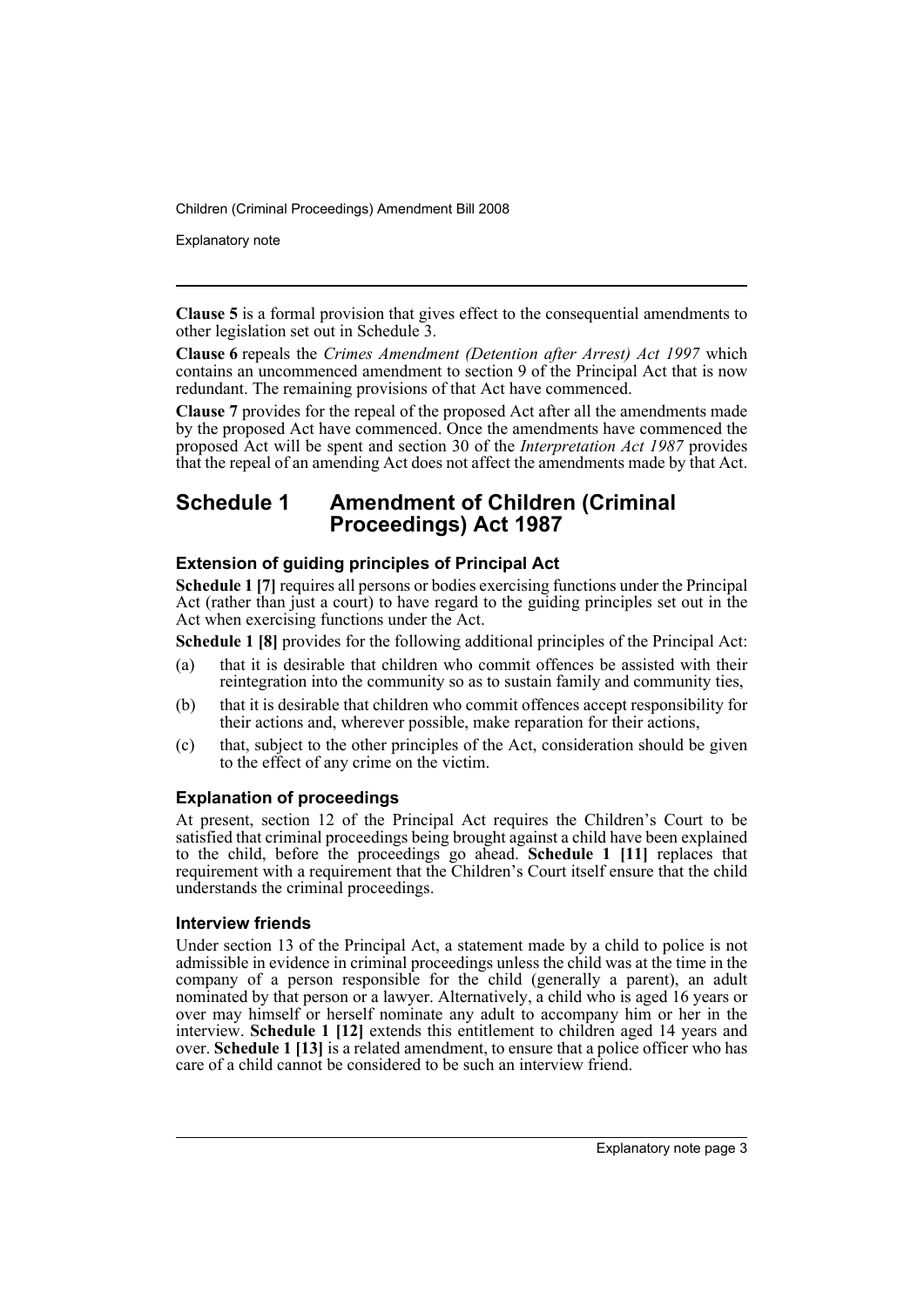**Clause 5** is a formal provision that gives effect to the consequential amendments to other legislation set out in Schedule 3.

**Clause 6** repeals the *Crimes Amendment (Detention after Arrest) Act 1997* which contains an uncommenced amendment to section 9 of the Principal Act that is now redundant. The remaining provisions of that Act have commenced.

**Clause 7** provides for the repeal of the proposed Act after all the amendments made by the proposed Act have commenced. Once the amendments have commenced the proposed Act will be spent and section 30 of the *Interpretation Act 1987* provides that the repeal of an amending Act does not affect the amendments made by that Act.

## Schedule 1 Amendment of Children (Criminal Proceedings) Act 1987

### Extension of guiding principles of Principal Act

**Schedule 1 [7]** requires all persons or bodies exercising functions under the Principal Act (rather than just a court) to have regard to the guiding principles set out in the Act when exercising functions under the Act.

**Schedule 1 [8]** provides for the following additional principles of the Principal Act:

(a) that it is desirable that children who commit offences be assisted with their reintegration into the community so as to sustain family and community ties,

(b) that it is desirable that children who commit offences accept responsibility for their actions and, wherever possible, make reparation for their actions,

(c) that, subject to the other principles of the Act, consideration should be given to the effect of any crime on the victim.

### Explanation of proceedings

At present, section 12 of the Principal Act requires the Children's Court to be satisfied that criminal proceedings being brought against a child have been explained to the child, before the proceedings go ahead. **Schedule 1 [11]** replaces that requirement with a requirement that the Children's Court itself ensure that the child understands the criminal proceedings.

### Interview friends

Under section 13 of the Principal Act, a statement made by a child to police is not admissible in evidence in criminal proceedings unless the child was at the time in the company of a person responsible for the child (generally a parent), an adult nominated by that person or a lawyer. Alternatively, a child who is aged 16 years or over may himself or herself nominate any adult to accompany him or her in the interview. **Schedule 1 [12]** extends this entitlement to children aged 14 years and over. **Schedule 1 [13]** is a related amendment, to ensure that a police officer who has care of a child cannot be considered to be such an interview friend.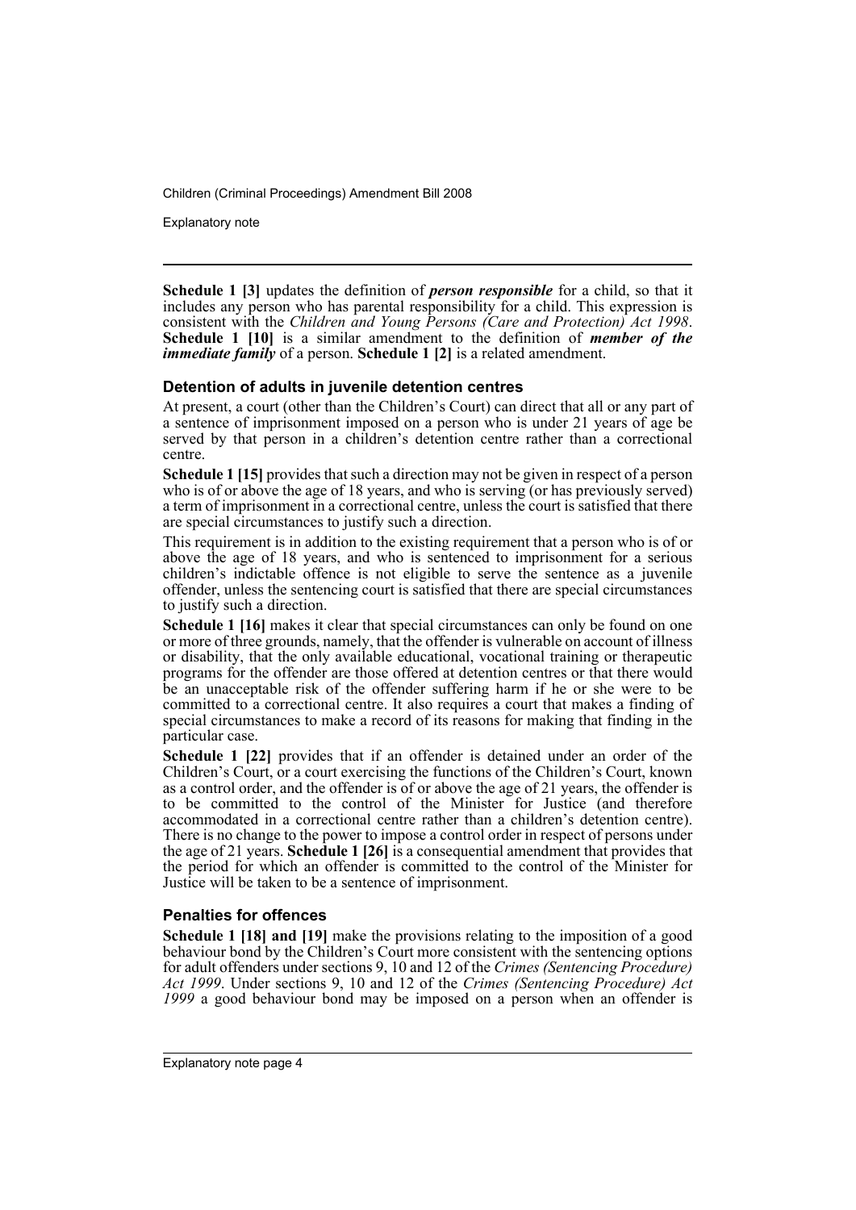**Schedule 1 [3]** updates the definition of ***person responsible*** for a child, so that it includes any person who has parental responsibility for a child. This expression is consistent with the *Children and Young Persons (Care and Protection) Act 1998*. **Schedule 1 [10]** is a similar amendment to the definition of ***member of the immediate family*** of a person. **Schedule 1 [2]** is a related amendment.

### Detention of adults in juvenile detention centres

At present, a court (other than the Children's Court) can direct that all or any part of a sentence of imprisonment imposed on a person who is under 21 years of age be served by that person in a children's detention centre rather than a correctional centre.

**Schedule 1 [15]** provides that such a direction may not be given in respect of a person who is of or above the age of 18 years, and who is serving (or has previously served) a term of imprisonment in a correctional centre, unless the court is satisfied that there are special circumstances to justify such a direction.

This requirement is in addition to the existing requirement that a person who is of or above the age of 18 years, and who is sentenced to imprisonment for a serious children's indictable offence is not eligible to serve the sentence as a juvenile offender, unless the sentencing court is satisfied that there are special circumstances to justify such a direction.

**Schedule 1 [16]** makes it clear that special circumstances can only be found on one or more of three grounds, namely, that the offender is vulnerable on account of illness or disability, that the only available educational, vocational training or therapeutic programs for the offender are those offered at detention centres or that there would be an unacceptable risk of the offender suffering harm if he or she were to be committed to a correctional centre. It also requires a court that makes a finding of special circumstances to make a record of its reasons for making that finding in the particular case.

**Schedule 1 [22]** provides that if an offender is detained under an order of the Children's Court, or a court exercising the functions of the Children's Court, known as a control order, and the offender is of or above the age of 21 years, the offender is to be committed to the control of the Minister for Justice (and therefore accommodated in a correctional centre rather than a children's detention centre). There is no change to the power to impose a control order in respect of persons under the age of 21 years. **Schedule 1 [26]** is a consequential amendment that provides that the period for which an offender is committed to the control of the Minister for Justice will be taken to be a sentence of imprisonment.

### Penalties for offences

**Schedule 1 [18] and [19]** make the provisions relating to the imposition of a good behaviour bond by the Children's Court more consistent with the sentencing options for adult offenders under sections 9, 10 and 12 of the *Crimes (Sentencing Procedure) Act 1999*. Under sections 9, 10 and 12 of the *Crimes (Sentencing Procedure) Act 1999* a good behaviour bond may be imposed on a person when an offender is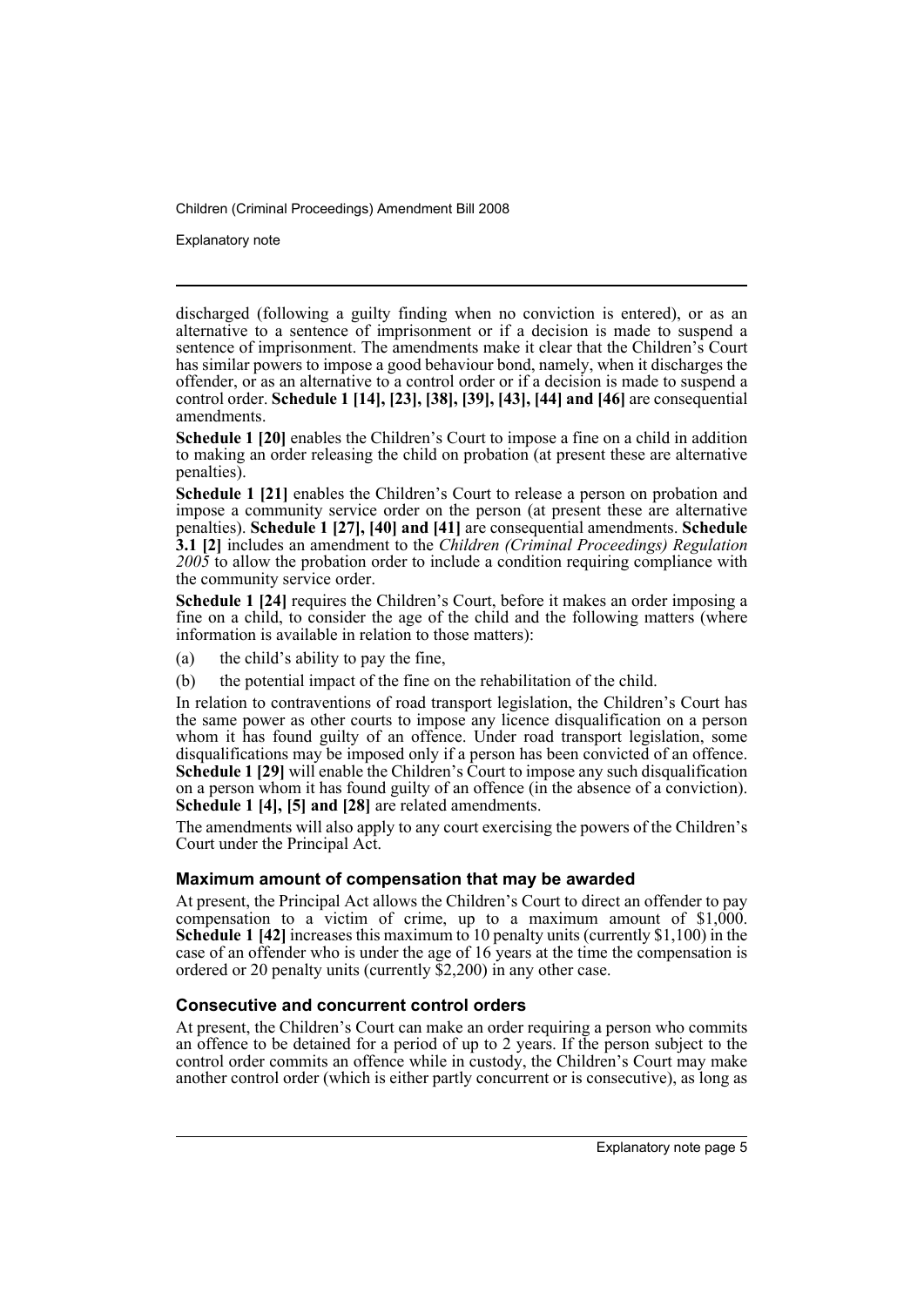discharged (following a guilty finding when no conviction is entered), or as an alternative to a sentence of imprisonment or if a decision is made to suspend a sentence of imprisonment. The amendments make it clear that the Children's Court has similar powers to impose a good behaviour bond, namely, when it discharges the offender, or as an alternative to a control order or if a decision is made to suspend a control order. **Schedule 1 [14], [23], [38], [39], [43], [44] and [46]** are consequential amendments.

**Schedule 1 [20]** enables the Children's Court to impose a fine on a child in addition to making an order releasing the child on probation (at present these are alternative penalties).

**Schedule 1 [21]** enables the Children's Court to release a person on probation and impose a community service order on the person (at present these are alternative penalties). **Schedule 1 [27], [40] and [41]** are consequential amendments. **Schedule 3.1 [2]** includes an amendment to the *Children (Criminal Proceedings) Regulation 2005* to allow the probation order to include a condition requiring compliance with the community service order.

**Schedule 1 [24]** requires the Children's Court, before it makes an order imposing a fine on a child, to consider the age of the child and the following matters (where information is available in relation to those matters):

(a) the child's ability to pay the fine,

(b) the potential impact of the fine on the rehabilitation of the child.

In relation to contraventions of road transport legislation, the Children's Court has the same power as other courts to impose any licence disqualification on a person whom it has found guilty of an offence. Under road transport legislation, some disqualifications may be imposed only if a person has been convicted of an offence. **Schedule 1 [29]** will enable the Children's Court to impose any such disqualification on a person whom it has found guilty of an offence (in the absence of a conviction). **Schedule 1 [4], [5] and [28]** are related amendments.

The amendments will also apply to any court exercising the powers of the Children's Court under the Principal Act.

### Maximum amount of compensation that may be awarded

At present, the Principal Act allows the Children's Court to direct an offender to pay compensation to a victim of crime, up to a maximum amount of $1,000. **Schedule 1 [42]** increases this maximum to 10 penalty units (currently $1,100) in the case of an offender who is under the age of 16 years at the time the compensation is ordered or 20 penalty units (currently $2,200) in any other case.

### Consecutive and concurrent control orders

At present, the Children's Court can make an order requiring a person who commits an offence to be detained for a period of up to 2 years. If the person subject to the control order commits an offence while in custody, the Children's Court may make another control order (which is either partly concurrent or is consecutive), as long as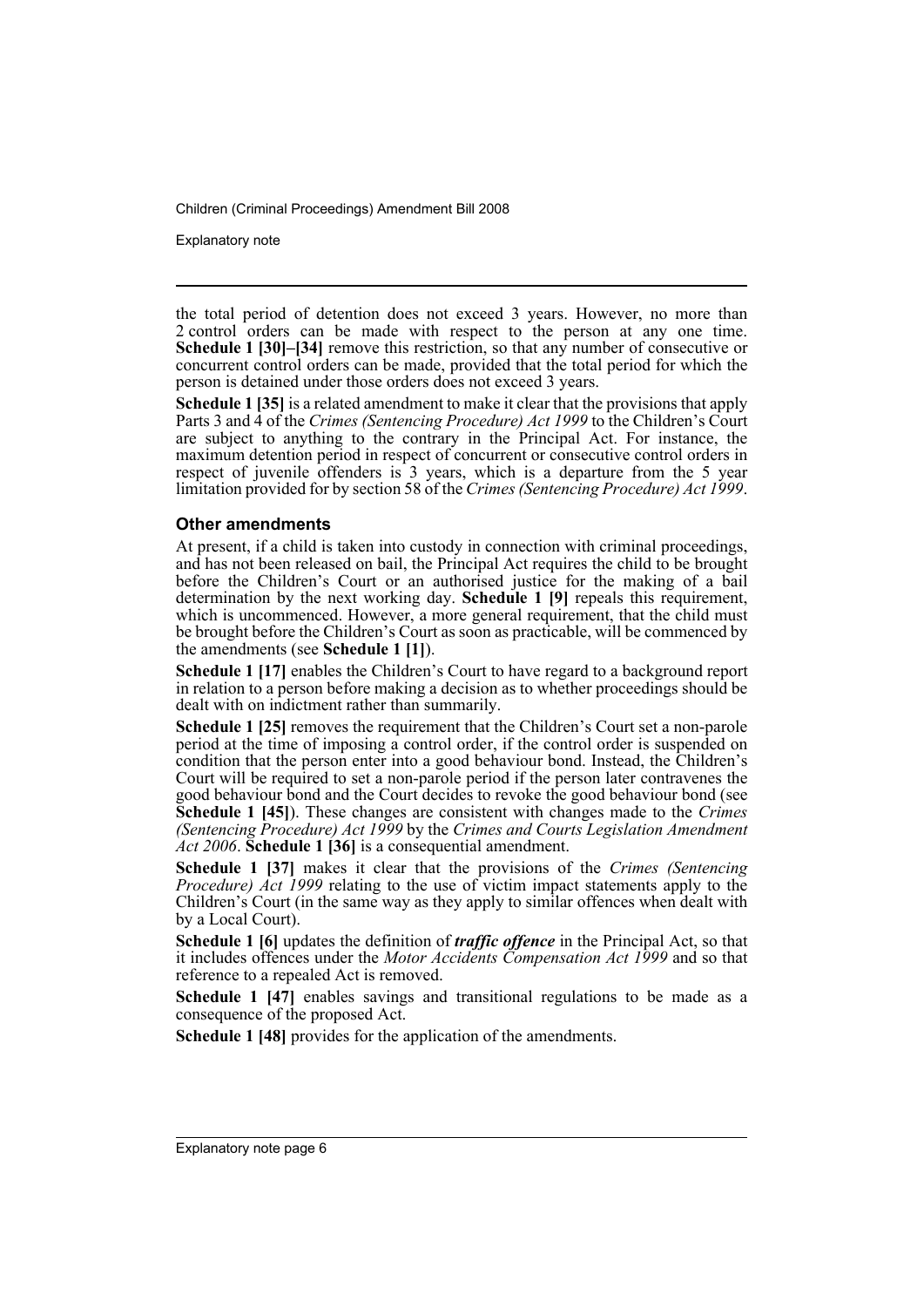the total period of detention does not exceed 3 years. However, no more than 2 control orders can be made with respect to the person at any one time. **Schedule 1 [30]–[34]** remove this restriction, so that any number of consecutive or concurrent control orders can be made, provided that the total period for which the person is detained under those orders does not exceed 3 years.

**Schedule 1 [35]** is a related amendment to make it clear that the provisions that apply Parts 3 and 4 of the *Crimes (Sentencing Procedure) Act 1999* to the Children's Court are subject to anything to the contrary in the Principal Act. For instance, the maximum detention period in respect of concurrent or consecutive control orders in respect of juvenile offenders is 3 years, which is a departure from the 5 year limitation provided for by section 58 of the *Crimes (Sentencing Procedure) Act 1999*.

### Other amendments

At present, if a child is taken into custody in connection with criminal proceedings, and has not been released on bail, the Principal Act requires the child to be brought before the Children's Court or an authorised justice for the making of a bail determination by the next working day. **Schedule 1 [9]** repeals this requirement, which is uncommenced. However, a more general requirement, that the child must be brought before the Children's Court as soon as practicable, will be commenced by the amendments (see **Schedule 1 [1]**).

**Schedule 1 [17]** enables the Children's Court to have regard to a background report in relation to a person before making a decision as to whether proceedings should be dealt with on indictment rather than summarily.

**Schedule 1 [25]** removes the requirement that the Children's Court set a non-parole period at the time of imposing a control order, if the control order is suspended on condition that the person enter into a good behaviour bond. Instead, the Children's Court will be required to set a non-parole period if the person later contravenes the good behaviour bond and the Court decides to revoke the good behaviour bond (see **Schedule 1 [45]**). These changes are consistent with changes made to the *Crimes (Sentencing Procedure) Act 1999* by the *Crimes and Courts Legislation Amendment Act 2006*. **Schedule 1 [36]** is a consequential amendment.

**Schedule 1 [37]** makes it clear that the provisions of the *Crimes (Sentencing Procedure) Act 1999* relating to the use of victim impact statements apply to the Children's Court (in the same way as they apply to similar offences when dealt with by a Local Court).

**Schedule 1 [6]** updates the definition of ***traffic offence*** in the Principal Act, so that it includes offences under the *Motor Accidents Compensation Act 1999* and so that reference to a repealed Act is removed.

**Schedule 1 [47]** enables savings and transitional regulations to be made as a consequence of the proposed Act.

**Schedule 1 [48]** provides for the application of the amendments.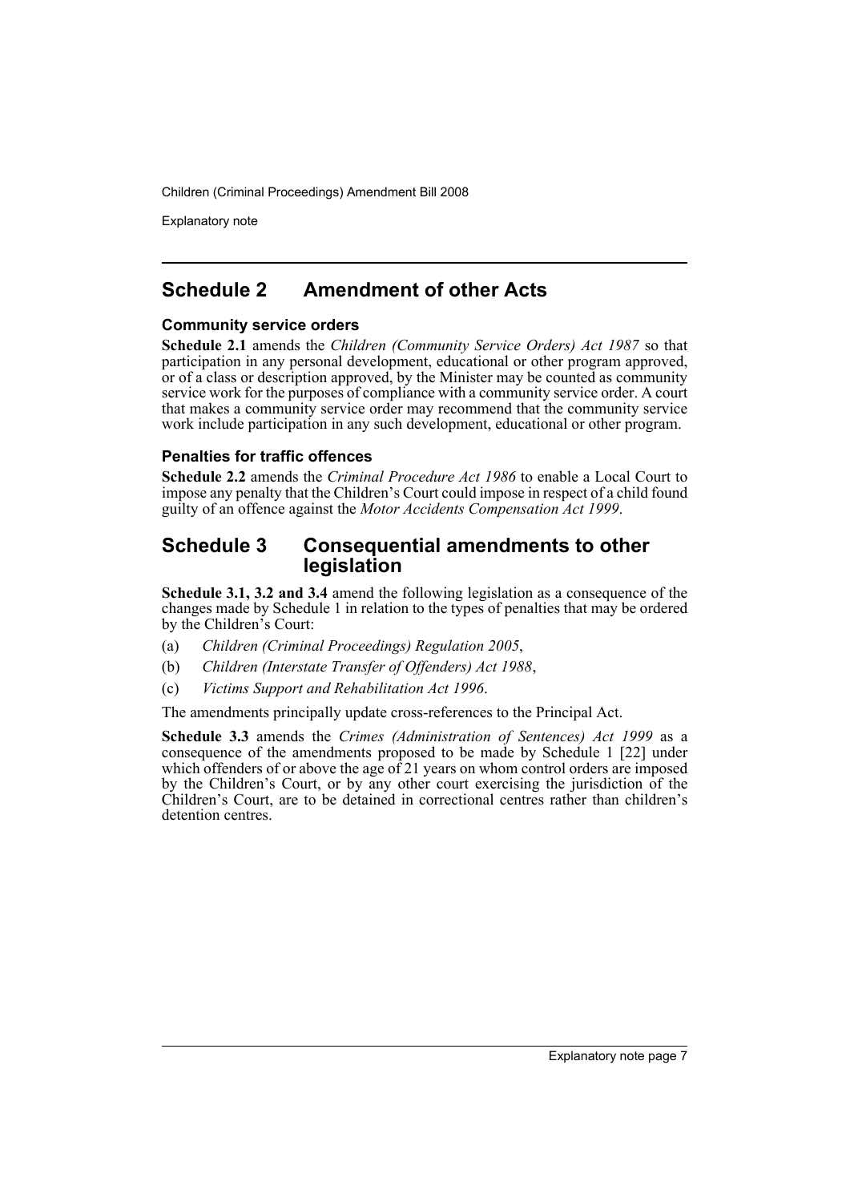## Schedule 2 Amendment of other Acts

### Community service orders

**Schedule 2.1** amends the *Children (Community Service Orders) Act 1987* so that participation in any personal development, educational or other program approved, or of a class or description approved, by the Minister may be counted as community service work for the purposes of compliance with a community service order. A court that makes a community service order may recommend that the community service work include participation in any such development, educational or other program.

### Penalties for traffic offences

**Schedule 2.2** amends the *Criminal Procedure Act 1986* to enable a Local Court to impose any penalty that the Children's Court could impose in respect of a child found guilty of an offence against the *Motor Accidents Compensation Act 1999*.

## Schedule 3 Consequential amendments to other legislation

**Schedule 3.1, 3.2 and 3.4** amend the following legislation as a consequence of the changes made by Schedule 1 in relation to the types of penalties that may be ordered by the Children's Court:

(a) *Children (Criminal Proceedings) Regulation 2005*,

(b) *Children (Interstate Transfer of Offenders) Act 1988*,

(c) *Victims Support and Rehabilitation Act 1996*.

The amendments principally update cross-references to the Principal Act.

**Schedule 3.3** amends the *Crimes (Administration of Sentences) Act 1999* as a consequence of the amendments proposed to be made by Schedule 1 [22] under which offenders of or above the age of 21 years on whom control orders are imposed by the Children's Court, or by any other court exercising the jurisdiction of the Children's Court, are to be detained in correctional centres rather than children's detention centres.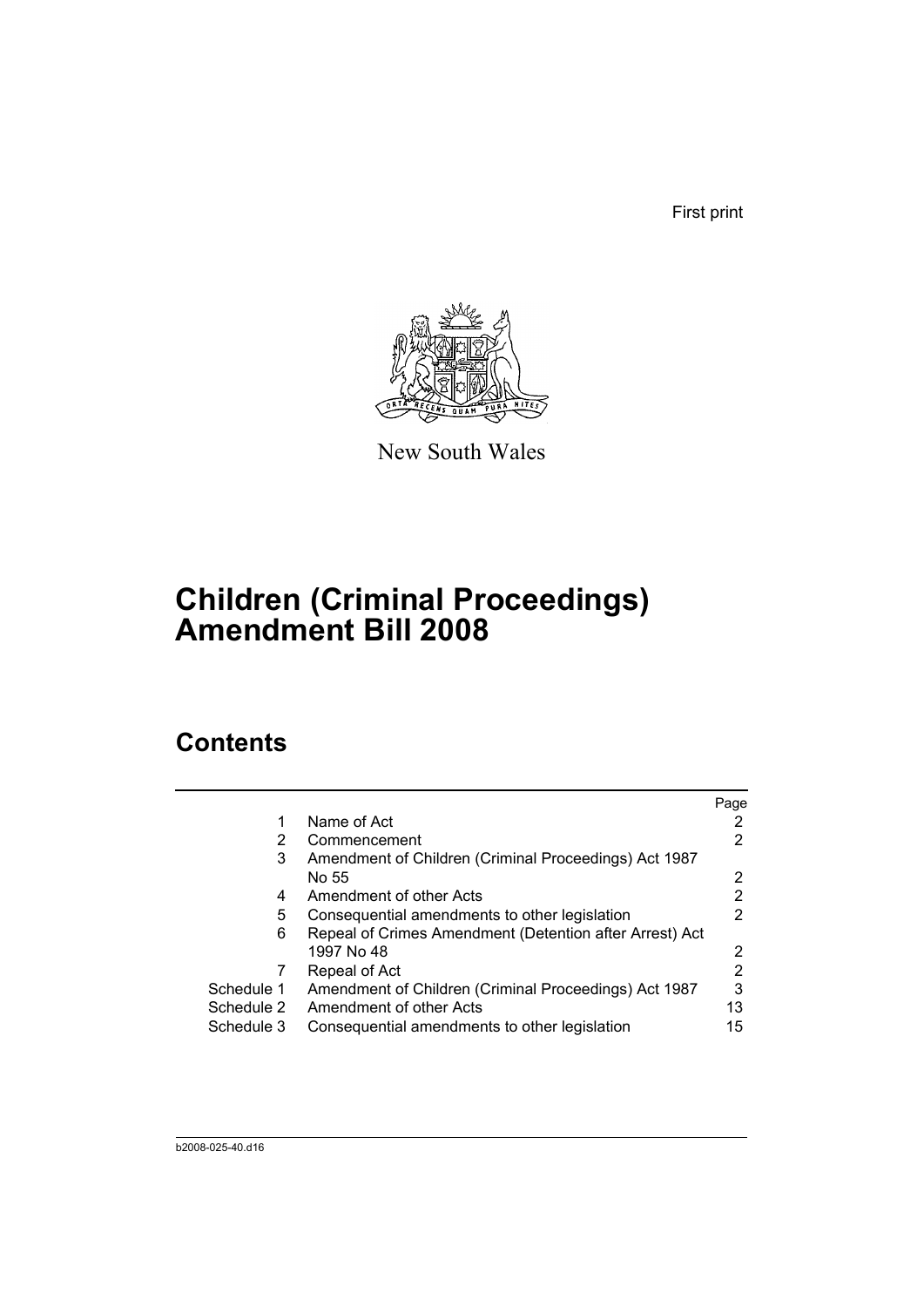First print

New South Wales

# Children (Criminal Proceedings) Amendment Bill 2008

## Contents

| | | Page |
|---|---|---|
| 1 | Name of Act | 2 |
| 2 | Commencement | 2 |
| 3 | Amendment of Children (Criminal Proceedings) Act 1987 No 55 | 2 |
| 4 | Amendment of other Acts | 2 |
| 5 | Consequential amendments to other legislation | 2 |
| 6 | Repeal of Crimes Amendment (Detention after Arrest) Act 1997 No 48 | 2 |
| 7 | Repeal of Act | 2 |
| Schedule 1 | Amendment of Children (Criminal Proceedings) Act 1987 | 3 |
| Schedule 2 | Amendment of other Acts | 13 |
| Schedule 3 | Consequential amendments to other legislation | 15 |

b2008-025-40.d16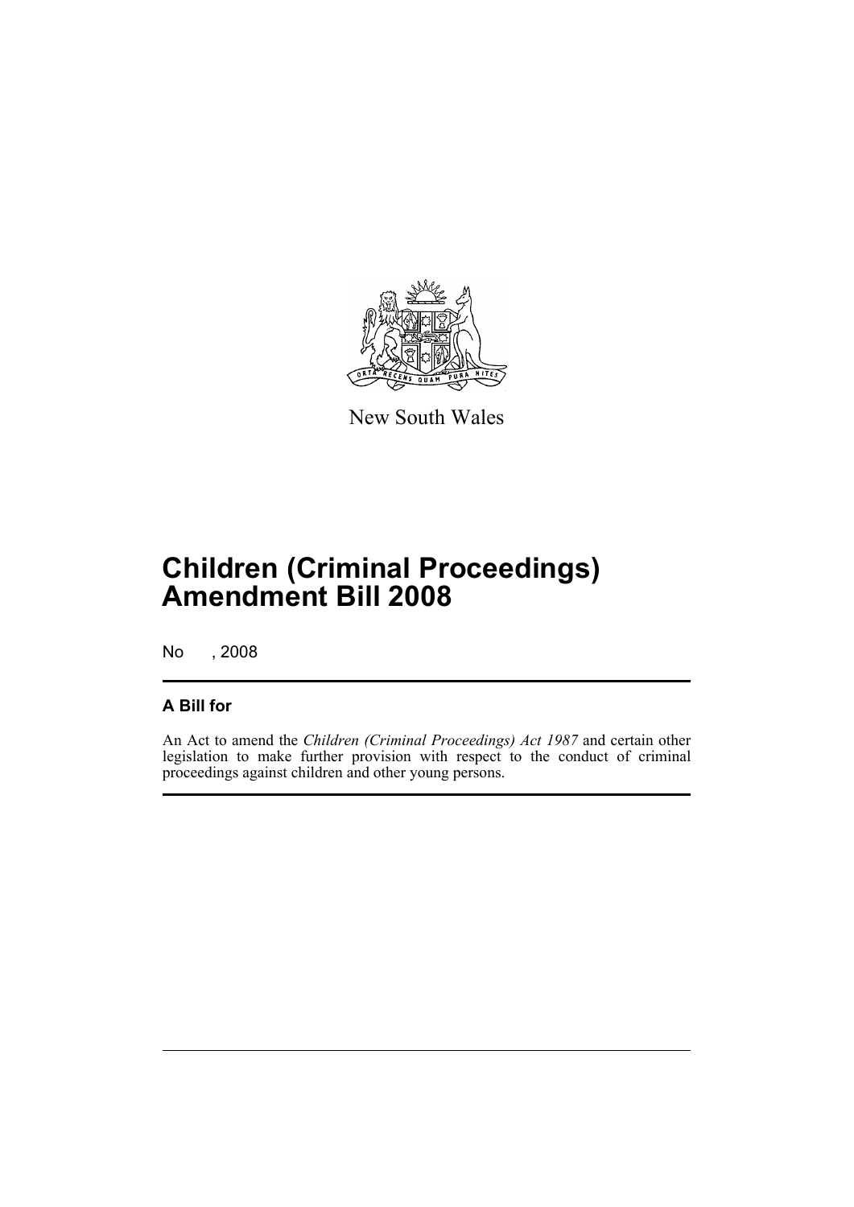New South Wales

# Children (Criminal Proceedings) Amendment Bill 2008

No , 2008

## A Bill for

An Act to amend the *Children (Criminal Proceedings) Act 1987* and certain other legislation to make further provision with respect to the conduct of criminal proceedings against children and other young persons.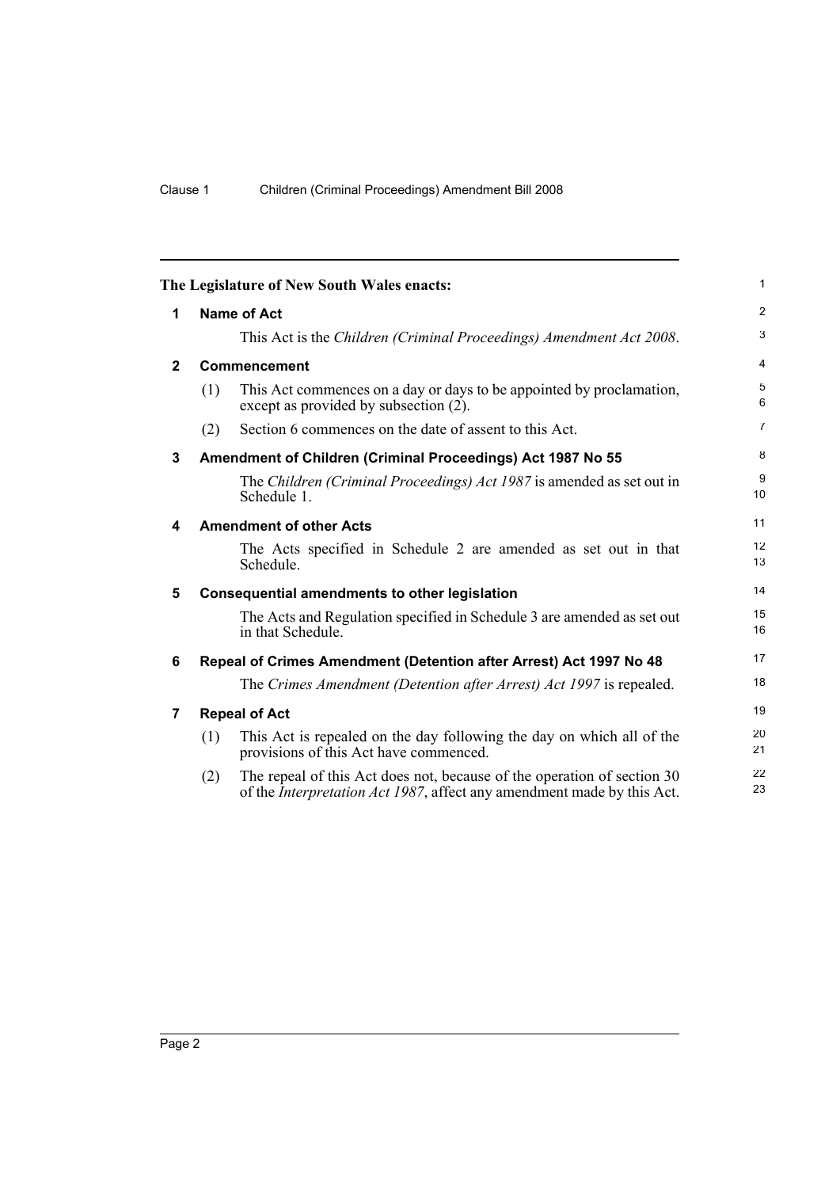**The Legislature of New South Wales enacts:**

## 1 Name of Act

This Act is the *Children (Criminal Proceedings) Amendment Act 2008*.

## 2 Commencement

(1) This Act commences on a day or days to be appointed by proclamation, except as provided by subsection (2).

(2) Section 6 commences on the date of assent to this Act.

## 3 Amendment of Children (Criminal Proceedings) Act 1987 No 55

The *Children (Criminal Proceedings) Act 1987* is amended as set out in Schedule 1.

## 4 Amendment of other Acts

The Acts specified in Schedule 2 are amended as set out in that Schedule.

## 5 Consequential amendments to other legislation

The Acts and Regulation specified in Schedule 3 are amended as set out in that Schedule.

## 6 Repeal of Crimes Amendment (Detention after Arrest) Act 1997 No 48

The *Crimes Amendment (Detention after Arrest) Act 1997* is repealed.

## 7 Repeal of Act

(1) This Act is repealed on the day following the day on which all of the provisions of this Act have commenced.

(2) The repeal of this Act does not, because of the operation of section 30 of the *Interpretation Act 1987*, affect any amendment made by this Act.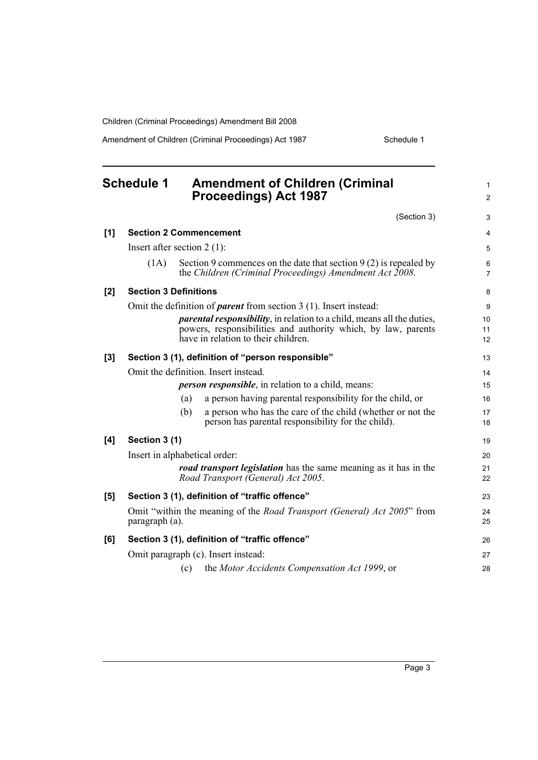## Schedule 1 Amendment of Children (Criminal Proceedings) Act 1987

(Section 3)

**[1] Section 2 Commencement**

Insert after section 2 (1):

(1A) Section 9 commences on the date that section 9 (2) is repealed by the *Children (Criminal Proceedings) Amendment Act 2008*.

**[2] Section 3 Definitions**

Omit the definition of ***parent*** from section 3 (1). Insert instead:

***parental responsibility***, in relation to a child, means all the duties, powers, responsibilities and authority which, by law, parents have in relation to their children.

**[3] Section 3 (1), definition of "person responsible"**

Omit the definition. Insert instead.

***person responsible***, in relation to a child, means:

(a) a person having parental responsibility for the child, or

(b) a person who has the care of the child (whether or not the person has parental responsibility for the child).

**[4] Section 3 (1)**

Insert in alphabetical order:

***road transport legislation*** has the same meaning as it has in the *Road Transport (General) Act 2005*.

**[5] Section 3 (1), definition of "traffic offence"**

Omit "within the meaning of the *Road Transport (General) Act 2005*" from paragraph (a).

**[6] Section 3 (1), definition of "traffic offence"**

Omit paragraph (c). Insert instead:

(c) the *Motor Accidents Compensation Act 1999*, or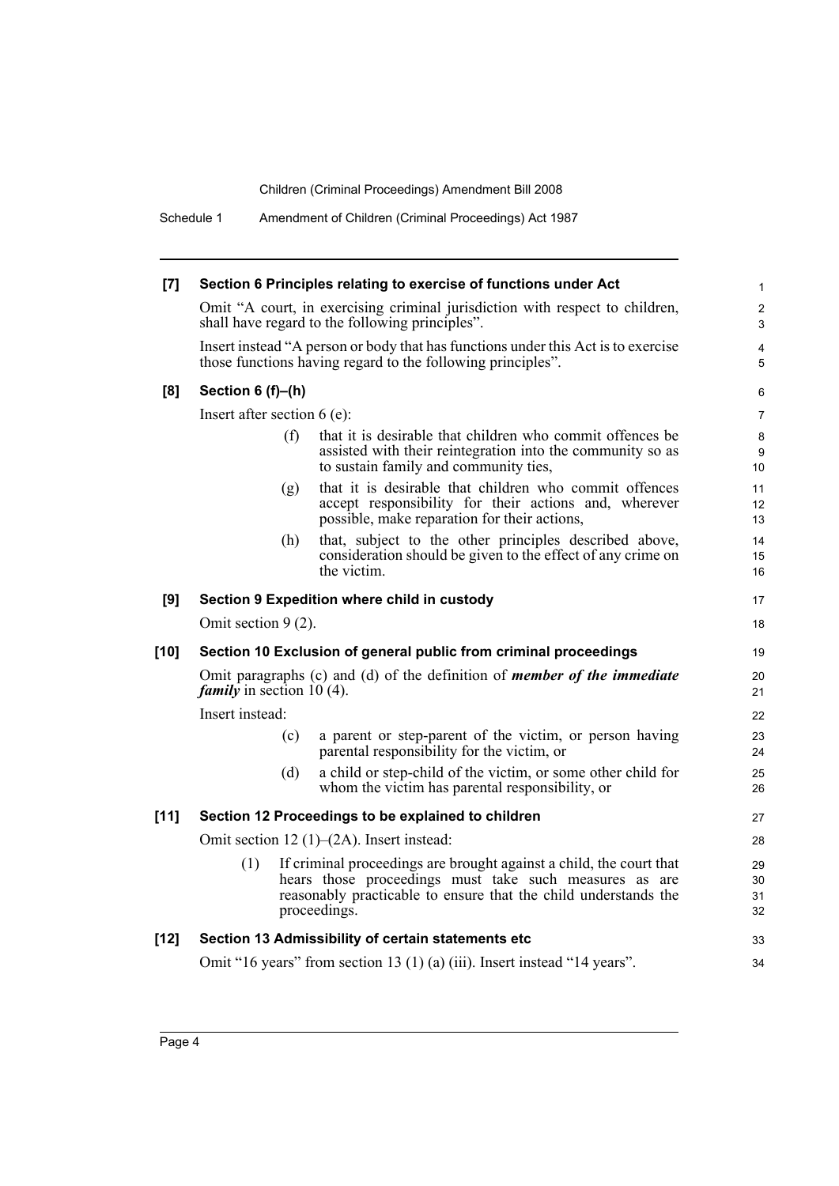**[7] Section 6 Principles relating to exercise of functions under Act**

Omit "A court, in exercising criminal jurisdiction with respect to children, shall have regard to the following principles".

Insert instead "A person or body that has functions under this Act is to exercise those functions having regard to the following principles".

**[8] Section 6 (f)–(h)**

Insert after section 6 (e):

> (f) that it is desirable that children who commit offences be assisted with their reintegration into the community so as to sustain family and community ties,
>
> (g) that it is desirable that children who commit offences accept responsibility for their actions and, wherever possible, make reparation for their actions,
>
> (h) that, subject to the other principles described above, consideration should be given to the effect of any crime on the victim.

**[9] Section 9 Expedition where child in custody**

Omit section 9 (2).

**[10] Section 10 Exclusion of general public from criminal proceedings**

Omit paragraphs (c) and (d) of the definition of ***member of the immediate family*** in section 10 (4).

Insert instead:

> (c) a parent or step-parent of the victim, or person having parental responsibility for the victim, or
>
> (d) a child or step-child of the victim, or some other child for whom the victim has parental responsibility, or

**[11] Section 12 Proceedings to be explained to children**

Omit section 12 (1)–(2A). Insert instead:

> (1) If criminal proceedings are brought against a child, the court that hears those proceedings must take such measures as are reasonably practicable to ensure that the child understands the proceedings.

**[12] Section 13 Admissibility of certain statements etc**

Omit "16 years" from section 13 (1) (a) (iii). Insert instead "14 years".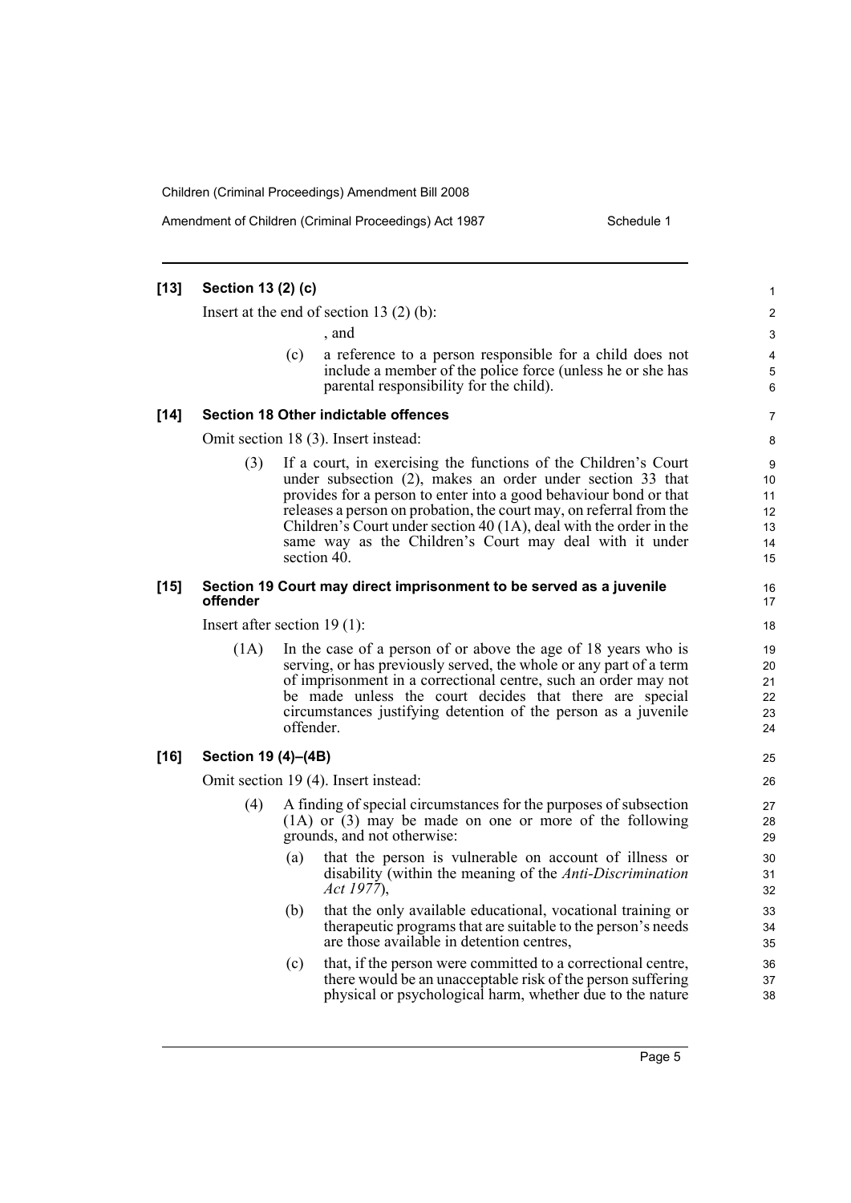**[13] Section 13 (2) (c)**

Insert at the end of section 13 (2) (b):

, and

(c) a reference to a person responsible for a child does not include a member of the police force (unless he or she has parental responsibility for the child).

**[14] Section 18 Other indictable offences**

Omit section 18 (3). Insert instead:

(3) If a court, in exercising the functions of the Children's Court under subsection (2), makes an order under section 33 that provides for a person to enter into a good behaviour bond or that releases a person on probation, the court may, on referral from the Children's Court under section 40 (1A), deal with the order in the same way as the Children's Court may deal with it under section 40.

**[15] Section 19 Court may direct imprisonment to be served as a juvenile offender**

Insert after section 19 (1):

(1A) In the case of a person of or above the age of 18 years who is serving, or has previously served, the whole or any part of a term of imprisonment in a correctional centre, such an order may not be made unless the court decides that there are special circumstances justifying detention of the person as a juvenile offender.

**[16] Section 19 (4)–(4B)**

Omit section 19 (4). Insert instead:

(4) A finding of special circumstances for the purposes of subsection (1A) or (3) may be made on one or more of the following grounds, and not otherwise:

(a) that the person is vulnerable on account of illness or disability (within the meaning of the *Anti-Discrimination Act 1977*),

(b) that the only available educational, vocational training or therapeutic programs that are suitable to the person's needs are those available in detention centres,

(c) that, if the person were committed to a correctional centre, there would be an unacceptable risk of the person suffering physical or psychological harm, whether due to the nature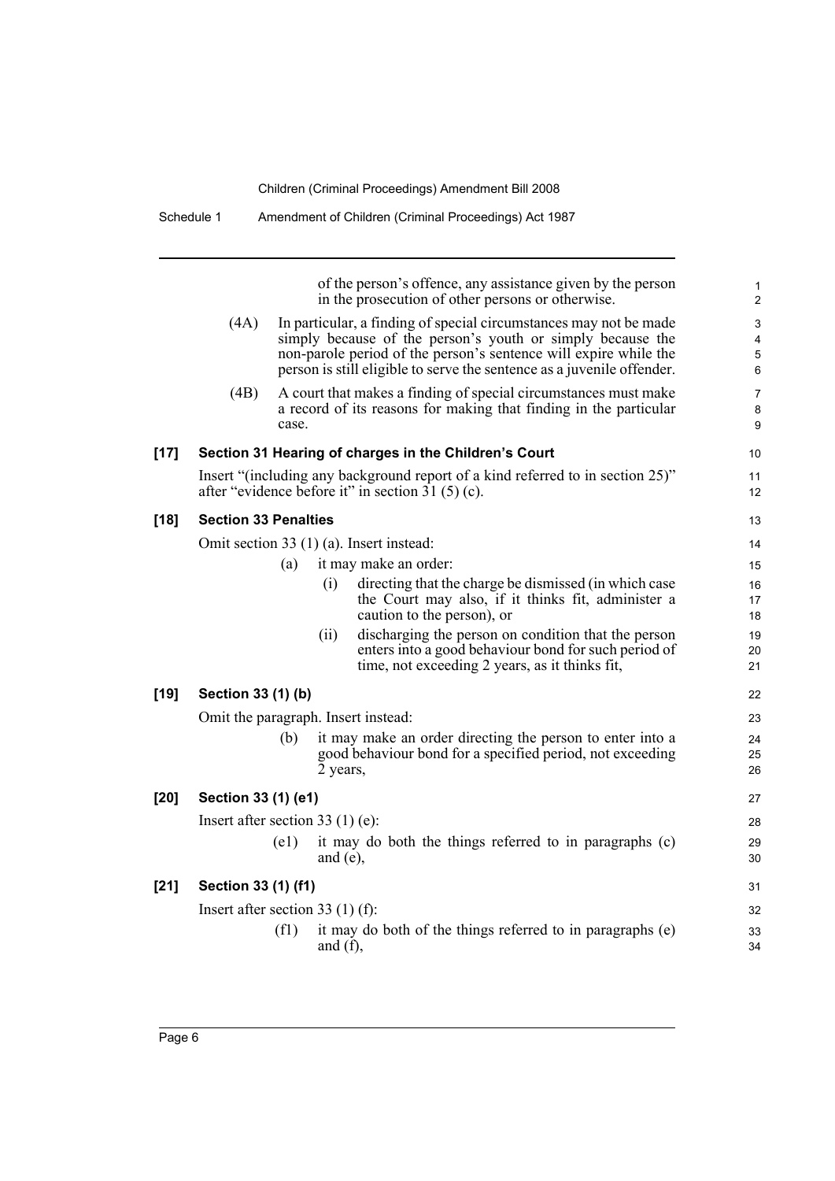of the person's offence, any assistance given by the person in the prosecution of other persons or otherwise.

(4A) In particular, a finding of special circumstances may not be made simply because of the person's youth or simply because the non-parole period of the person's sentence will expire while the person is still eligible to serve the sentence as a juvenile offender.

(4B) A court that makes a finding of special circumstances must make a record of its reasons for making that finding in the particular case.

**[17] Section 31 Hearing of charges in the Children's Court**

Insert "(including any background report of a kind referred to in section 25)" after "evidence before it" in section 31 (5) (c).

**[18] Section 33 Penalties**

Omit section 33 (1) (a). Insert instead:

(a) it may make an order:

(i) directing that the charge be dismissed (in which case the Court may also, if it thinks fit, administer a caution to the person), or

(ii) discharging the person on condition that the person enters into a good behaviour bond for such period of time, not exceeding 2 years, as it thinks fit,

**[19] Section 33 (1) (b)**

Omit the paragraph. Insert instead:

(b) it may make an order directing the person to enter into a good behaviour bond for a specified period, not exceeding 2 years,

**[20] Section 33 (1) (e1)**

Insert after section 33 (1) (e):

(e1) it may do both the things referred to in paragraphs (c) and (e),

**[21] Section 33 (1) (f1)**

Insert after section 33 (1) (f):

(f1) it may do both of the things referred to in paragraphs (e) and (f),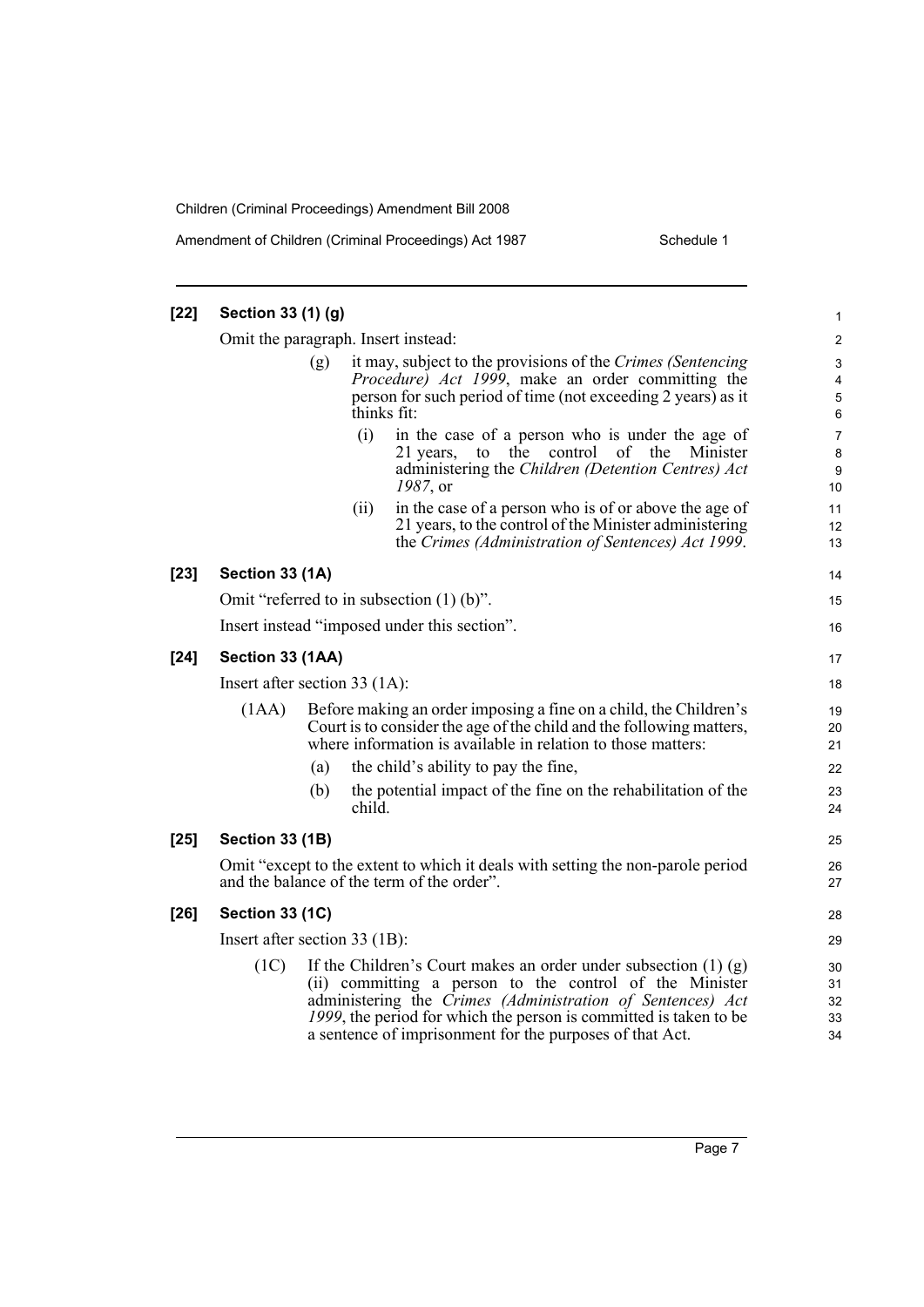**[22] Section 33 (1) (g)**

Omit the paragraph. Insert instead:

> (g) it may, subject to the provisions of the *Crimes (Sentencing Procedure) Act 1999*, make an order committing the person for such period of time (not exceeding 2 years) as it thinks fit:
>
> > (i) in the case of a person who is under the age of 21 years, to the control of the Minister administering the *Children (Detention Centres) Act 1987*, or
> >
> > (ii) in the case of a person who is of or above the age of 21 years, to the control of the Minister administering the *Crimes (Administration of Sentences) Act 1999*.

**[23] Section 33 (1A)**

Omit "referred to in subsection (1) (b)".

Insert instead "imposed under this section".

**[24] Section 33 (1AA)**

Insert after section 33 (1A):

> (1AA) Before making an order imposing a fine on a child, the Children's Court is to consider the age of the child and the following matters, where information is available in relation to those matters:
>
> > (a) the child's ability to pay the fine,
> >
> > (b) the potential impact of the fine on the rehabilitation of the child.

**[25] Section 33 (1B)**

Omit "except to the extent to which it deals with setting the non-parole period and the balance of the term of the order".

**[26] Section 33 (1C)**

Insert after section 33 (1B):

> (1C) If the Children's Court makes an order under subsection (1) (g) (ii) committing a person to the control of the Minister administering the *Crimes (Administration of Sentences) Act 1999*, the period for which the person is committed is taken to be a sentence of imprisonment for the purposes of that Act.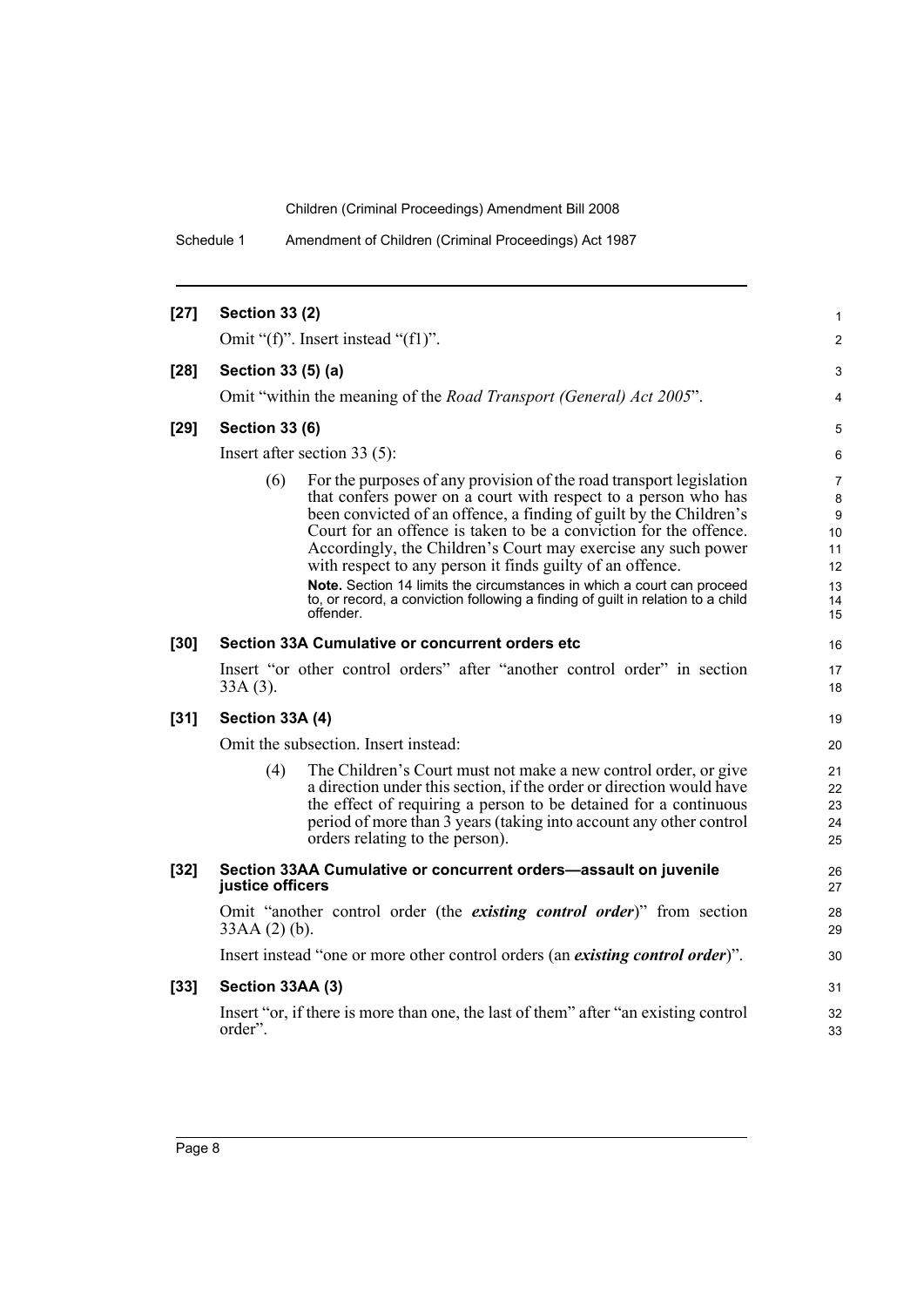**[27] Section 33 (2)**

Omit "(f)". Insert instead "(f1)".

**[28] Section 33 (5) (a)**

Omit "within the meaning of the *Road Transport (General) Act 2005*".

**[29] Section 33 (6)**

Insert after section 33 (5):

> (6) For the purposes of any provision of the road transport legislation that confers power on a court with respect to a person who has been convicted of an offence, a finding of guilt by the Children's Court for an offence is taken to be a conviction for the offence. Accordingly, the Children's Court may exercise any such power with respect to any person it finds guilty of an offence.
>
> **Note.** Section 14 limits the circumstances in which a court can proceed to, or record, a conviction following a finding of guilt in relation to a child offender.

**[30] Section 33A Cumulative or concurrent orders etc**

Insert "or other control orders" after "another control order" in section 33A (3).

**[31] Section 33A (4)**

Omit the subsection. Insert instead:

> (4) The Children's Court must not make a new control order, or give a direction under this section, if the order or direction would have the effect of requiring a person to be detained for a continuous period of more than 3 years (taking into account any other control orders relating to the person).

**[32] Section 33AA Cumulative or concurrent orders—assault on juvenile justice officers**

Omit "another control order (the ***existing control order***)" from section 33AA (2) (b).

Insert instead "one or more other control orders (an ***existing control order***)".

**[33] Section 33AA (3)**

Insert "or, if there is more than one, the last of them" after "an existing control order".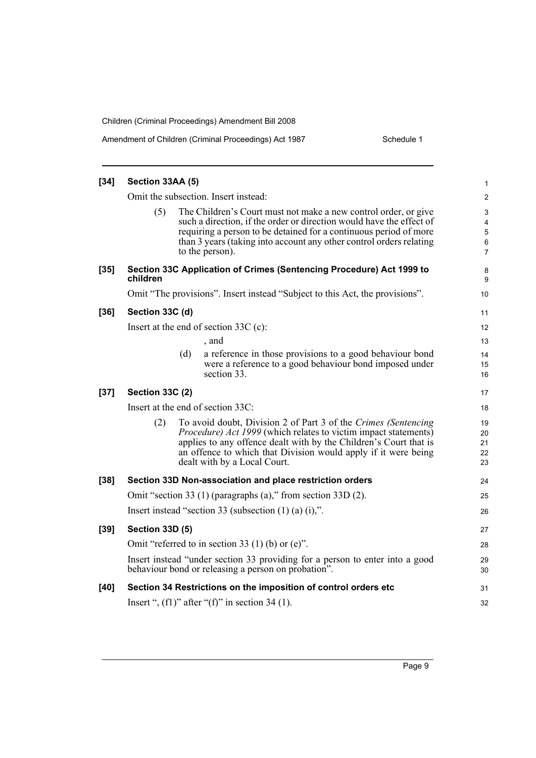**[34] Section 33AA (5)**

Omit the subsection. Insert instead:

> (5) The Children's Court must not make a new control order, or give such a direction, if the order or direction would have the effect of requiring a person to be detained for a continuous period of more than 3 years (taking into account any other control orders relating to the person).

**[35] Section 33C Application of Crimes (Sentencing Procedure) Act 1999 to children**

Omit "The provisions". Insert instead "Subject to this Act, the provisions".

**[36] Section 33C (d)**

Insert at the end of section 33C (c):

> , and
>
> (d) a reference in those provisions to a good behaviour bond were a reference to a good behaviour bond imposed under section 33.

**[37] Section 33C (2)**

Insert at the end of section 33C:

> (2) To avoid doubt, Division 2 of Part 3 of the *Crimes (Sentencing Procedure) Act 1999* (which relates to victim impact statements) applies to any offence dealt with by the Children's Court that is an offence to which that Division would apply if it were being dealt with by a Local Court.

**[38] Section 33D Non-association and place restriction orders**

Omit "section 33 (1) (paragraphs (a)," from section 33D (2).

Insert instead "section 33 (subsection (1) (a) (i),".

**[39] Section 33D (5)**

Omit "referred to in section 33 (1) (b) or (e)".

Insert instead "under section 33 providing for a person to enter into a good behaviour bond or releasing a person on probation".

**[40] Section 34 Restrictions on the imposition of control orders etc**

Insert ", (f1)" after "(f)" in section 34 (1).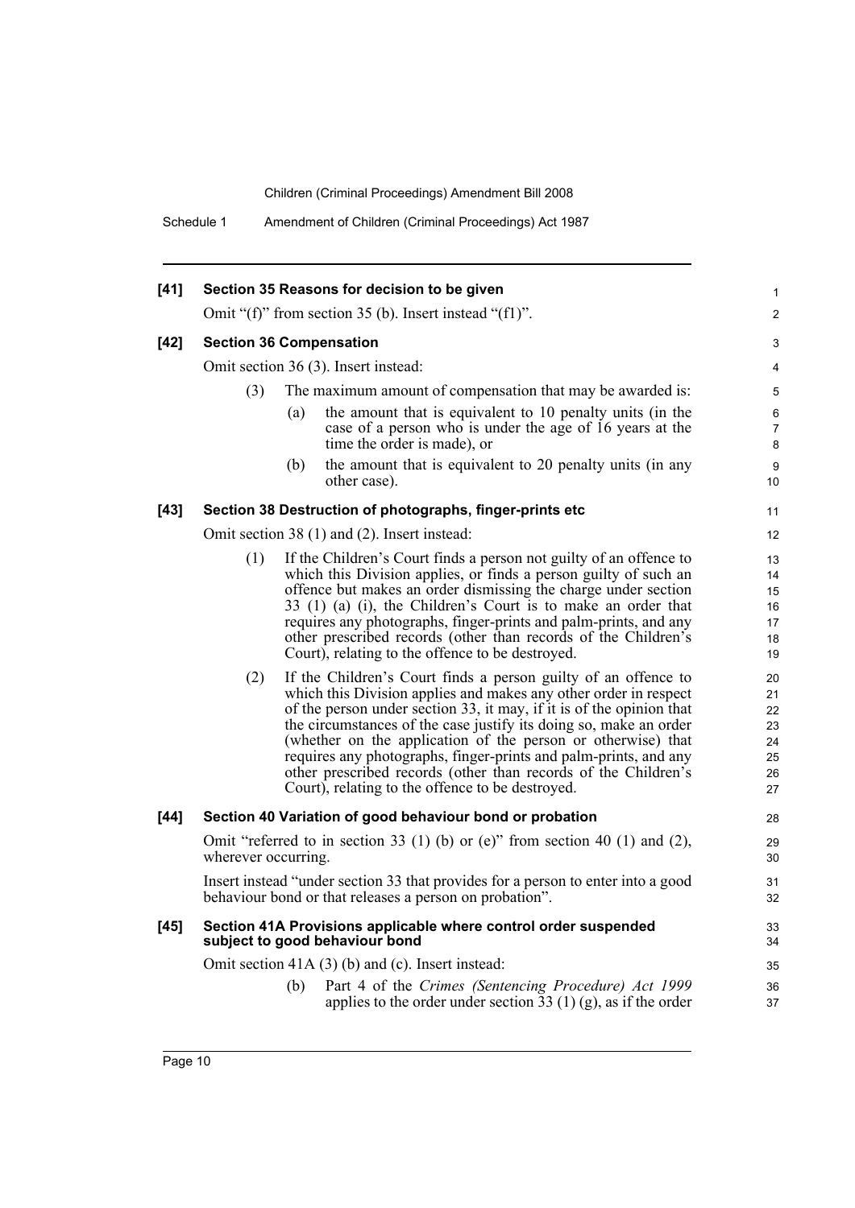**[41] Section 35 Reasons for decision to be given**

Omit "(f)" from section 35 (b). Insert instead "(f1)".

**[42] Section 36 Compensation**

Omit section 36 (3). Insert instead:

(3) The maximum amount of compensation that may be awarded is:

(a) the amount that is equivalent to 10 penalty units (in the case of a person who is under the age of 16 years at the time the order is made), or

(b) the amount that is equivalent to 20 penalty units (in any other case).

**[43] Section 38 Destruction of photographs, finger-prints etc**

Omit section 38 (1) and (2). Insert instead:

(1) If the Children's Court finds a person not guilty of an offence to which this Division applies, or finds a person guilty of such an offence but makes an order dismissing the charge under section 33 (1) (a) (i), the Children's Court is to make an order that requires any photographs, finger-prints and palm-prints, and any other prescribed records (other than records of the Children's Court), relating to the offence to be destroyed.

(2) If the Children's Court finds a person guilty of an offence to which this Division applies and makes any other order in respect of the person under section 33, it may, if it is of the opinion that the circumstances of the case justify its doing so, make an order (whether on the application of the person or otherwise) that requires any photographs, finger-prints and palm-prints, and any other prescribed records (other than records of the Children's Court), relating to the offence to be destroyed.

**[44] Section 40 Variation of good behaviour bond or probation**

Omit "referred to in section 33 (1) (b) or (e)" from section 40 (1) and (2), wherever occurring.

Insert instead "under section 33 that provides for a person to enter into a good behaviour bond or that releases a person on probation".

**[45] Section 41A Provisions applicable where control order suspended subject to good behaviour bond**

Omit section 41A (3) (b) and (c). Insert instead:

(b) Part 4 of the *Crimes (Sentencing Procedure) Act 1999* applies to the order under section 33 (1) (g), as if the order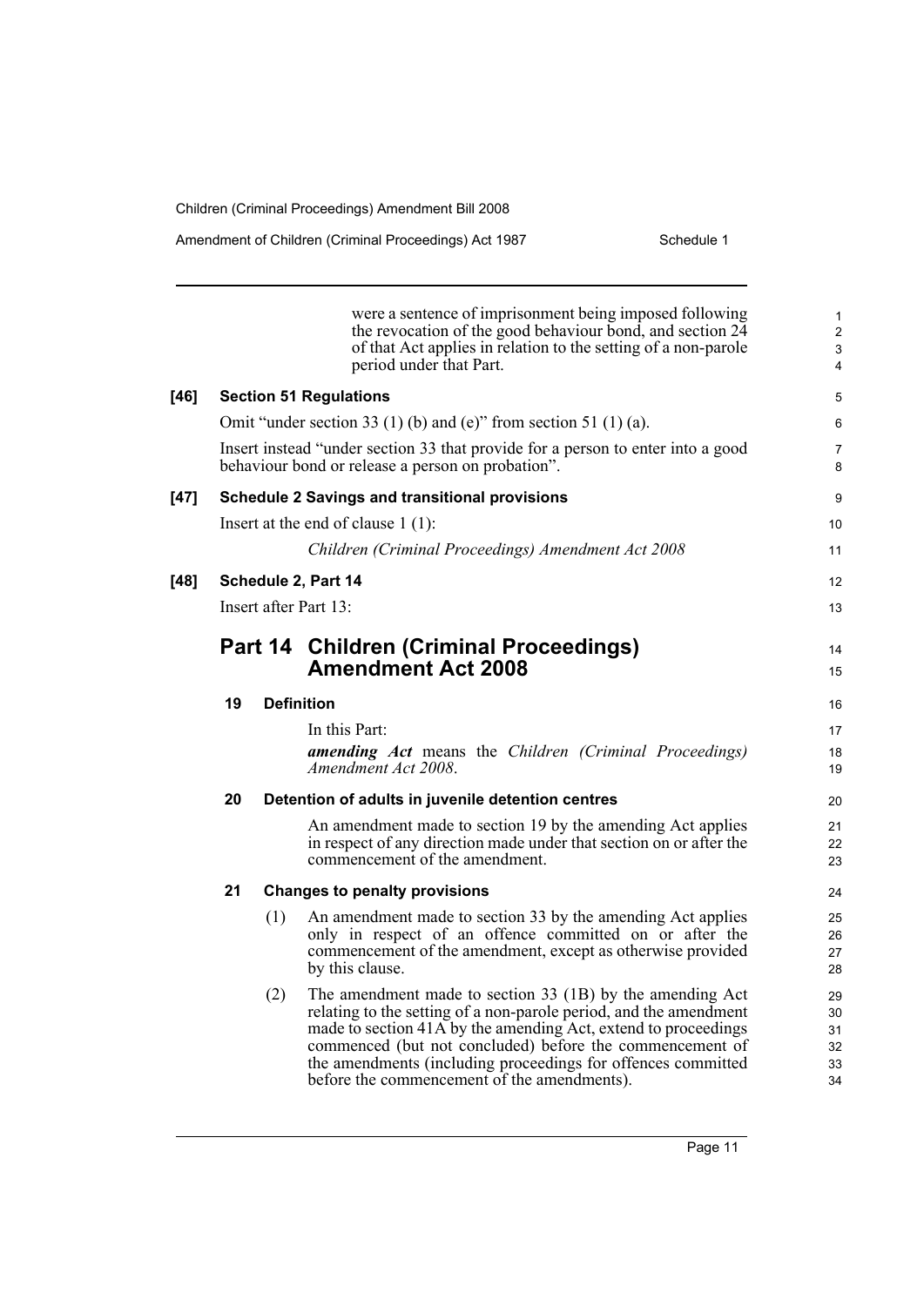were a sentence of imprisonment being imposed following the revocation of the good behaviour bond, and section 24 of that Act applies in relation to the setting of a non-parole period under that Part.

**[46] Section 51 Regulations**

Omit "under section 33 (1) (b) and (e)" from section 51 (1) (a).

Insert instead "under section 33 that provide for a person to enter into a good behaviour bond or release a person on probation".

**[47] Schedule 2 Savings and transitional provisions**

Insert at the end of clause 1 (1):

*Children (Criminal Proceedings) Amendment Act 2008*

**[48] Schedule 2, Part 14**

Insert after Part 13:

## Part 14 Children (Criminal Proceedings) Amendment Act 2008

**19 Definition**

In this Part:

***amending Act*** means the *Children (Criminal Proceedings) Amendment Act 2008*.

**20 Detention of adults in juvenile detention centres**

An amendment made to section 19 by the amending Act applies in respect of any direction made under that section on or after the commencement of the amendment.

**21 Changes to penalty provisions**

(1) An amendment made to section 33 by the amending Act applies only in respect of an offence committed on or after the commencement of the amendment, except as otherwise provided by this clause.

(2) The amendment made to section 33 (1B) by the amending Act relating to the setting of a non-parole period, and the amendment made to section 41A by the amending Act, extend to proceedings commenced (but not concluded) before the commencement of the amendments (including proceedings for offences committed before the commencement of the amendments).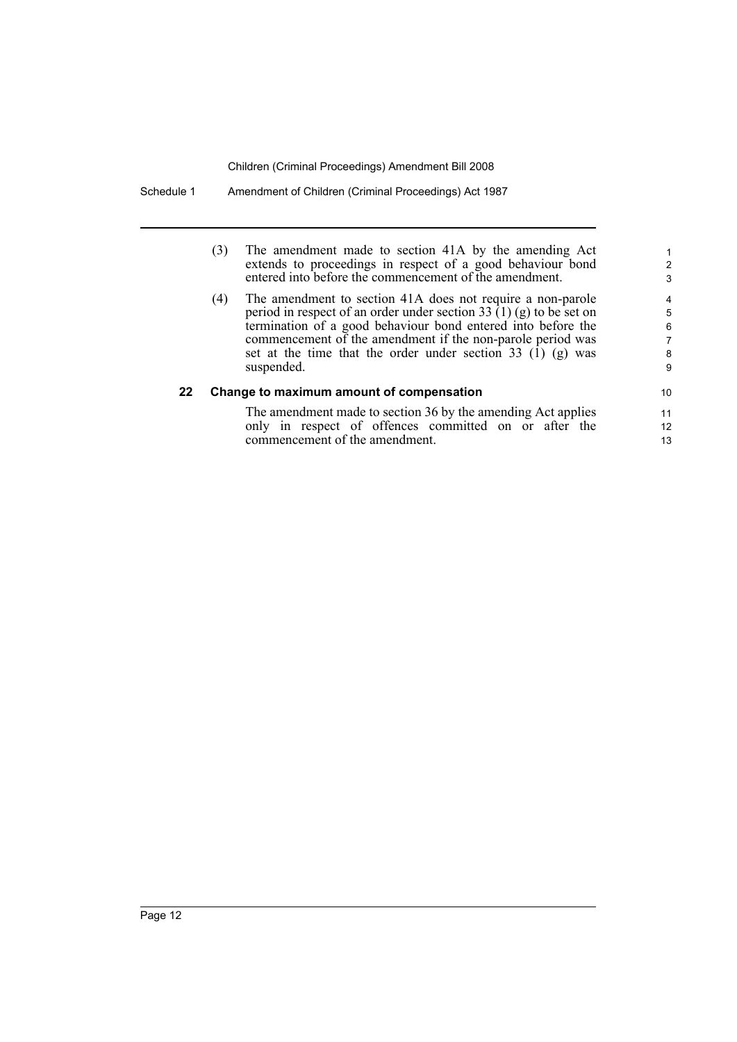(3) The amendment made to section 41A by the amending Act extends to proceedings in respect of a good behaviour bond entered into before the commencement of the amendment.

(4) The amendment to section 41A does not require a non-parole period in respect of an order under section 33 (1) (g) to be set on termination of a good behaviour bond entered into before the commencement of the amendment if the non-parole period was set at the time that the order under section 33 (1) (g) was suspended.

### 22 Change to maximum amount of compensation

The amendment made to section 36 by the amending Act applies only in respect of offences committed on or after the commencement of the amendment.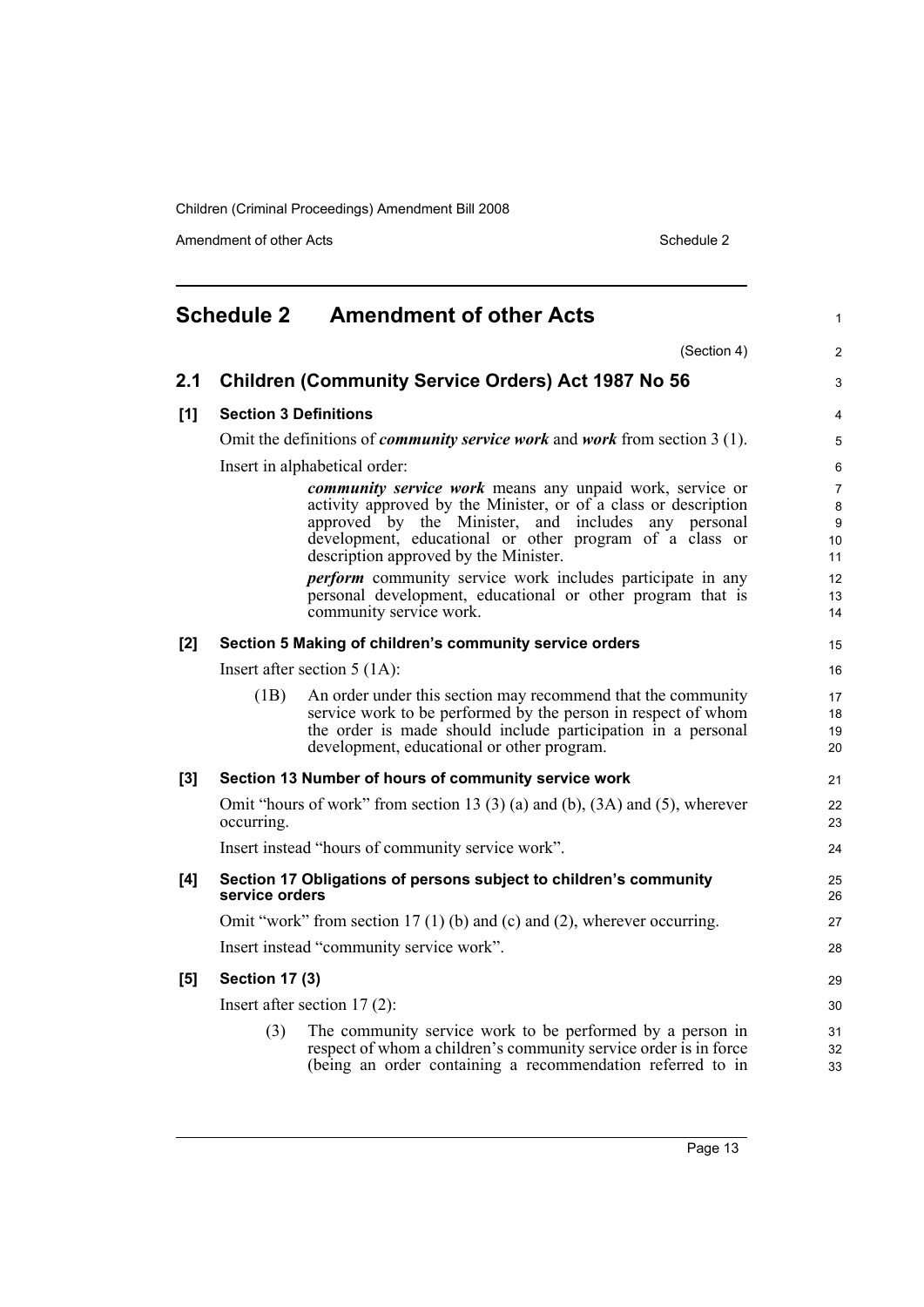# Schedule 2 Amendment of other Acts

(Section 4)

## 2.1 Children (Community Service Orders) Act 1987 No 56

### [1] Section 3 Definitions

Omit the definitions of ***community service work*** and ***work*** from section 3 (1).

Insert in alphabetical order:

> ***community service work*** means any unpaid work, service or activity approved by the Minister, or of a class or description approved by the Minister, and includes any personal development, educational or other program of a class or description approved by the Minister.
>
> ***perform*** community service work includes participate in any personal development, educational or other program that is community service work.

### [2] Section 5 Making of children's community service orders

Insert after section 5 (1A):

> (1B) An order under this section may recommend that the community service work to be performed by the person in respect of whom the order is made should include participation in a personal development, educational or other program.

### [3] Section 13 Number of hours of community service work

Omit "hours of work" from section 13 (3) (a) and (b), (3A) and (5), wherever occurring.

Insert instead "hours of community service work".

### [4] Section 17 Obligations of persons subject to children's community service orders

Omit "work" from section 17 (1) (b) and (c) and (2), wherever occurring.

Insert instead "community service work".

### [5] Section 17 (3)

Insert after section 17 (2):

> (3) The community service work to be performed by a person in respect of whom a children's community service order is in force (being an order containing a recommendation referred to in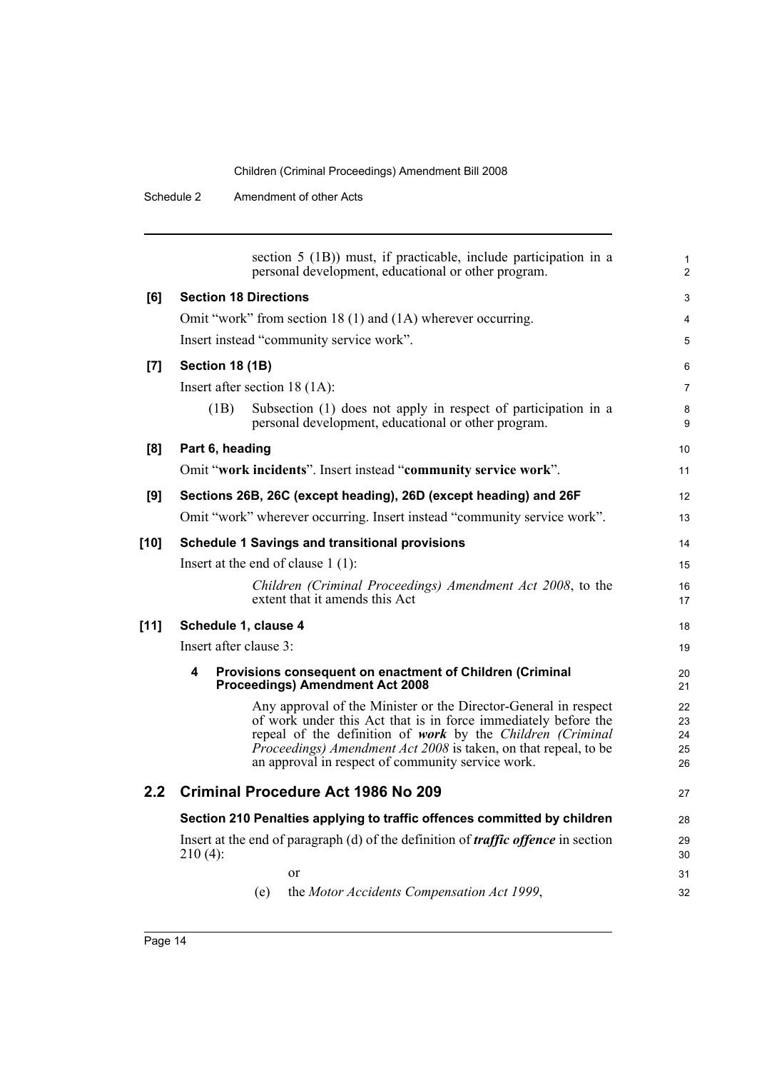section 5 (1B)) must, if practicable, include participation in a personal development, educational or other program.

**[6] Section 18 Directions**

Omit "work" from section 18 (1) and (1A) wherever occurring.

Insert instead "community service work".

**[7] Section 18 (1B)**

Insert after section 18 (1A):

(1B) Subsection (1) does not apply in respect of participation in a personal development, educational or other program.

**[8] Part 6, heading**

Omit "**work incidents**". Insert instead "**community service work**".

**[9] Sections 26B, 26C (except heading), 26D (except heading) and 26F**

Omit "work" wherever occurring. Insert instead "community service work".

**[10] Schedule 1 Savings and transitional provisions**

Insert at the end of clause 1 (1):

*Children (Criminal Proceedings) Amendment Act 2008*, to the extent that it amends this Act

**[11] Schedule 1, clause 4**

Insert after clause 3:

**4 Provisions consequent on enactment of Children (Criminal Proceedings) Amendment Act 2008**

Any approval of the Minister or the Director-General in respect of work under this Act that is in force immediately before the repeal of the definition of ***work*** by the *Children (Criminal Proceedings) Amendment Act 2008* is taken, on that repeal, to be an approval in respect of community service work.

## 2.2 Criminal Procedure Act 1986 No 209

**Section 210 Penalties applying to traffic offences committed by children**

Insert at the end of paragraph (d) of the definition of ***traffic offence*** in section 210 (4):

or

(e) the *Motor Accidents Compensation Act 1999*,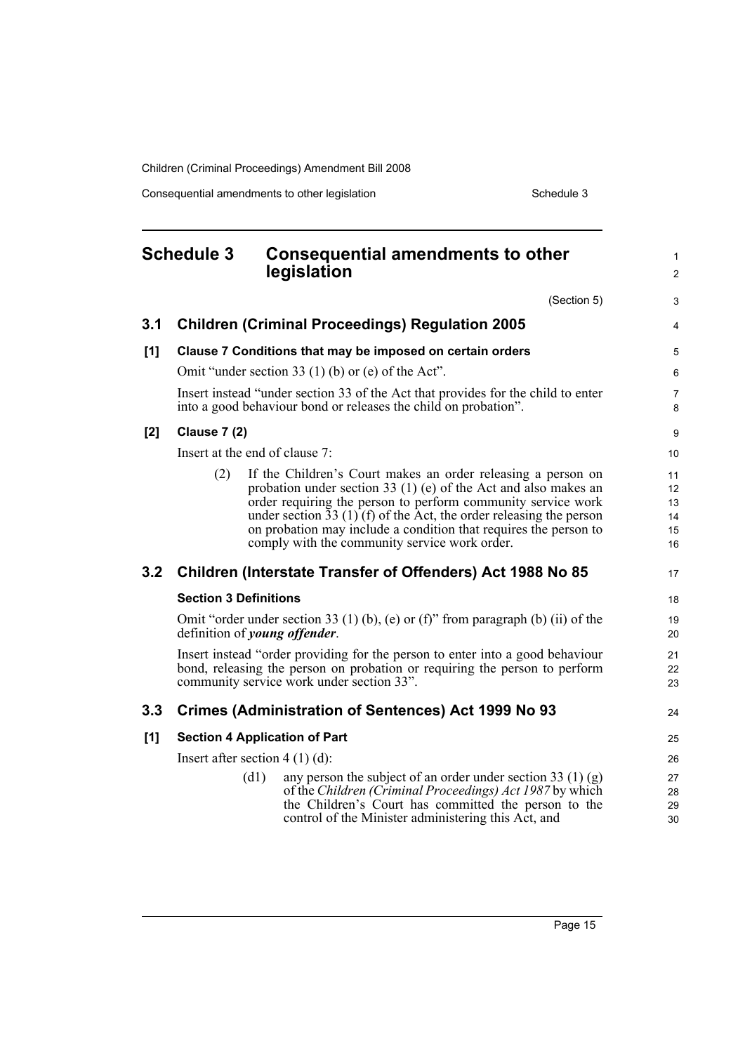## Schedule 3 Consequential amendments to other legislation

(Section 5)

### 3.1 Children (Criminal Proceedings) Regulation 2005

**[1] Clause 7 Conditions that may be imposed on certain orders**

Omit "under section 33 (1) (b) or (e) of the Act".

Insert instead "under section 33 of the Act that provides for the child to enter into a good behaviour bond or releases the child on probation".

**[2] Clause 7 (2)**

Insert at the end of clause 7:

(2) If the Children's Court makes an order releasing a person on probation under section 33 (1) (e) of the Act and also makes an order requiring the person to perform community service work under section 33 (1) (f) of the Act, the order releasing the person on probation may include a condition that requires the person to comply with the community service work order.

### 3.2 Children (Interstate Transfer of Offenders) Act 1988 No 85

**Section 3 Definitions**

Omit "order under section 33 (1) (b), (e) or (f)" from paragraph (b) (ii) of the definition of ***young offender***.

Insert instead "order providing for the person to enter into a good behaviour bond, releasing the person on probation or requiring the person to perform community service work under section 33".

### 3.3 Crimes (Administration of Sentences) Act 1999 No 93

**[1] Section 4 Application of Part**

Insert after section 4 (1) (d):

(d1) any person the subject of an order under section 33 (1) (g) of the *Children (Criminal Proceedings) Act 1987* by which the Children's Court has committed the person to the control of the Minister administering this Act, and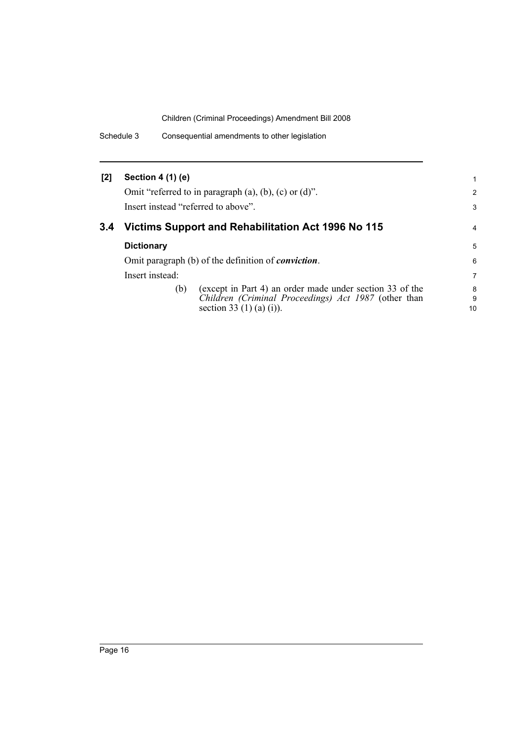**[2] Section 4 (1) (e)**

Omit "referred to in paragraph (a), (b), (c) or (d)".

Insert instead "referred to above".

## 3.4 Victims Support and Rehabilitation Act 1996 No 115

**Dictionary**

Omit paragraph (b) of the definition of ***conviction***.

Insert instead:

(b) (except in Part 4) an order made under section 33 of the *Children (Criminal Proceedings) Act 1987* (other than section 33 (1) (a) (i)).